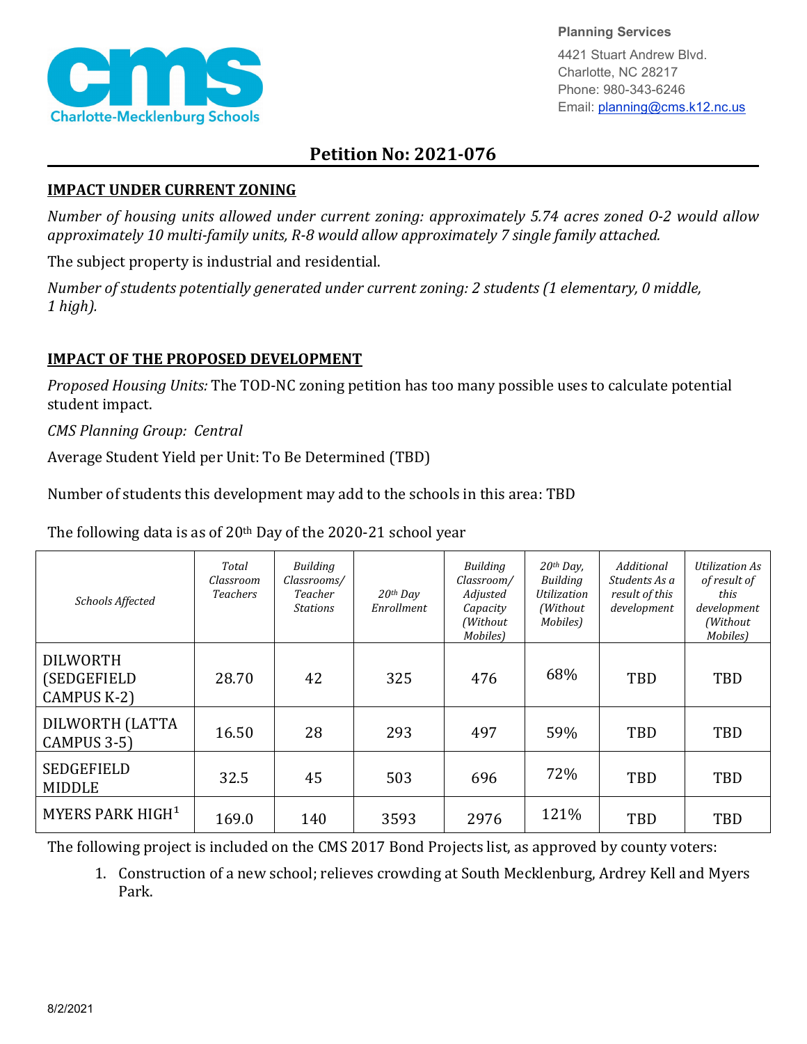Planning Services

4421 Stuart Andrew Blvd.
Charlotte, NC 28217
Phone: 980-343-6246
Email: planning@cms.k12.nc.us

## Petition No: 2021-076

### IMPACT UNDER CURRENT ZONING

*Number of housing units allowed under current zoning: approximately 5.74 acres zoned O-2 would allow approximately 10 multi-family units, R-8 would allow approximately 7 single family attached.*

The subject property is industrial and residential.

*Number of students potentially generated under current zoning: 2 students (1 elementary, 0 middle, 1 high).*

### IMPACT OF THE PROPOSED DEVELOPMENT

*Proposed Housing Units:* The TOD-NC zoning petition has too many possible uses to calculate potential student impact.

*CMS Planning Group: Central*

Average Student Yield per Unit: To Be Determined (TBD)

Number of students this development may add to the schools in this area: TBD

The following data is as of 20th Day of the 2020-21 school year

| *Schools Affected* | *Total Classroom Teachers* | *Building Classrooms/ Teacher Stations* | *20th Day Enrollment* | *Building Classroom/ Adjusted Capacity (Without Mobiles)* | *20th Day, Building Utilization (Without Mobiles)* | *Additional Students As a result of this development* | *Utilization As of result of this development (Without Mobiles)* |
|---|---|---|---|---|---|---|---|
| DILWORTH (SEDGEFIELD CAMPUS K-2) | 28.70 | 42 | 325 | 476 | 68% | TBD | TBD |
| DILWORTH (LATTA CAMPUS 3-5) | 16.50 | 28 | 293 | 497 | 59% | TBD | TBD |
| SEDGEFIELD MIDDLE | 32.5 | 45 | 503 | 696 | 72% | TBD | TBD |
| MYERS PARK HIGH[1] | 169.0 | 140 | 3593 | 2976 | 121% | TBD | TBD |

The following project is included on the CMS 2017 Bond Projects list, as approved by county voters:

1. Construction of a new school; relieves crowding at South Mecklenburg, Ardrey Kell and Myers Park.

8/2/2021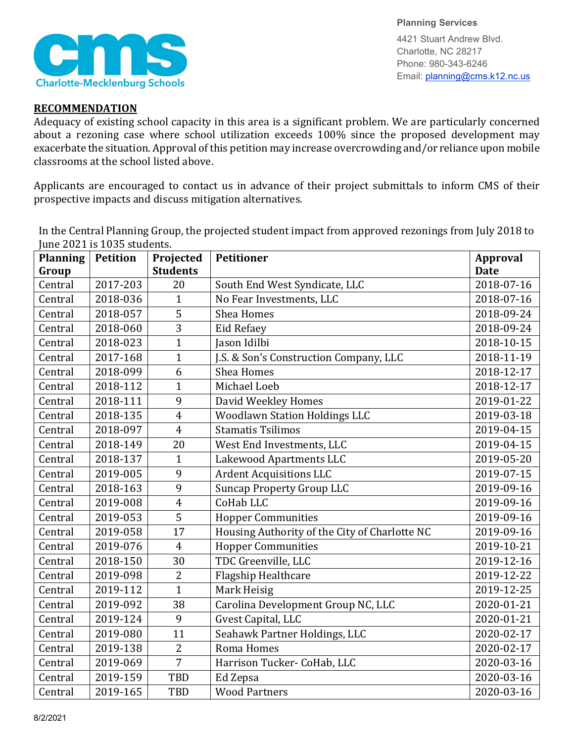## RECOMMENDATION

Adequacy of existing school capacity in this area is a significant problem. We are particularly concerned about a rezoning case where school utilization exceeds 100% since the proposed development may exacerbate the situation. Approval of this petition may increase overcrowding and/or reliance upon mobile classrooms at the school listed above.

Applicants are encouraged to contact us in advance of their project submittals to inform CMS of their prospective impacts and discuss mitigation alternatives.

In the Central Planning Group, the projected student impact from approved rezonings from July 2018 to June 2021 is 1035 students.

| Planning Group | Petition | Projected Students | Petitioner | Approval Date |
|---|---|---|---|---|
| Central | 2017-203 | 20 | South End West Syndicate, LLC | 2018-07-16 |
| Central | 2018-036 | 1 | No Fear Investments, LLC | 2018-07-16 |
| Central | 2018-057 | 5 | Shea Homes | 2018-09-24 |
| Central | 2018-060 | 3 | Eid Refaey | 2018-09-24 |
| Central | 2018-023 | 1 | Jason Idilbi | 2018-10-15 |
| Central | 2017-168 | 1 | J.S. & Son's Construction Company, LLC | 2018-11-19 |
| Central | 2018-099 | 6 | Shea Homes | 2018-12-17 |
| Central | 2018-112 | 1 | Michael Loeb | 2018-12-17 |
| Central | 2018-111 | 9 | David Weekley Homes | 2019-01-22 |
| Central | 2018-135 | 4 | Woodlawn Station Holdings LLC | 2019-03-18 |
| Central | 2018-097 | 4 | Stamatis Tsilimos | 2019-04-15 |
| Central | 2018-149 | 20 | West End Investments, LLC | 2019-04-15 |
| Central | 2018-137 | 1 | Lakewood Apartments LLC | 2019-05-20 |
| Central | 2019-005 | 9 | Ardent Acquisitions LLC | 2019-07-15 |
| Central | 2018-163 | 9 | Suncap Property Group LLC | 2019-09-16 |
| Central | 2019-008 | 4 | CoHab LLC | 2019-09-16 |
| Central | 2019-053 | 5 | Hopper Communities | 2019-09-16 |
| Central | 2019-058 | 17 | Housing Authority of the City of Charlotte NC | 2019-09-16 |
| Central | 2019-076 | 4 | Hopper Communities | 2019-10-21 |
| Central | 2018-150 | 30 | TDC Greenville, LLC | 2019-12-16 |
| Central | 2019-098 | 2 | Flagship Healthcare | 2019-12-22 |
| Central | 2019-112 | 1 | Mark Heisig | 2019-12-25 |
| Central | 2019-092 | 38 | Carolina Development Group NC, LLC | 2020-01-21 |
| Central | 2019-124 | 9 | Gvest Capital, LLC | 2020-01-21 |
| Central | 2019-080 | 11 | Seahawk Partner Holdings, LLC | 2020-02-17 |
| Central | 2019-138 | 2 | Roma Homes | 2020-02-17 |
| Central | 2019-069 | 7 | Harrison Tucker- CoHab, LLC | 2020-03-16 |
| Central | 2019-159 | TBD | Ed Zepsa | 2020-03-16 |
| Central | 2019-165 | TBD | Wood Partners | 2020-03-16 |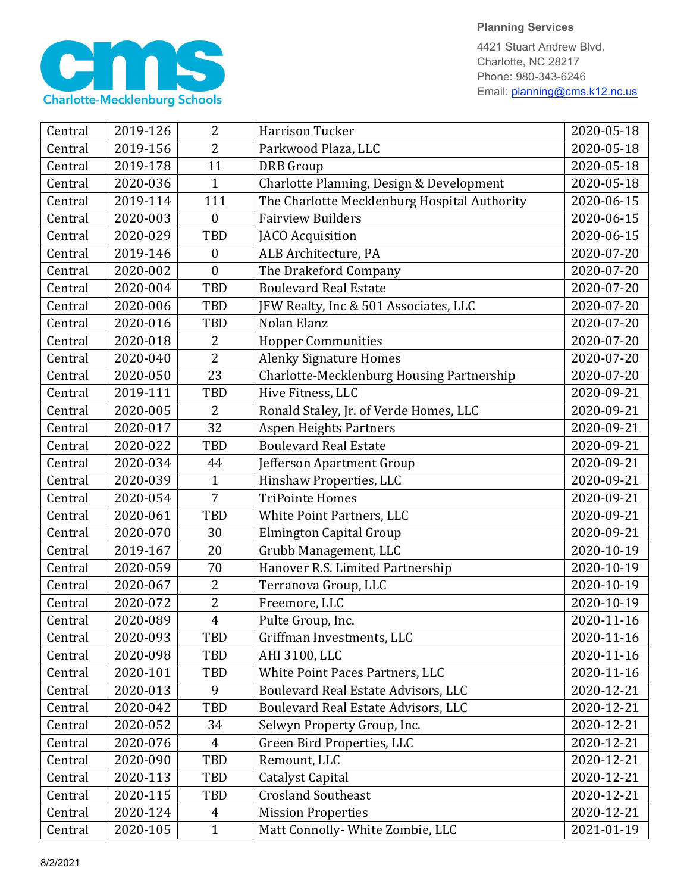Planning Services

4421 Stuart Andrew Blvd.
Charlotte, NC 28217
Phone: 980-343-6246
Email: planning@cms.k12.nc.us

| | | | | |
|---|---|---|---|---|
| Central | 2019-126 | 2 | Harrison Tucker | 2020-05-18 |
| Central | 2019-156 | 2 | Parkwood Plaza, LLC | 2020-05-18 |
| Central | 2019-178 | 11 | DRB Group | 2020-05-18 |
| Central | 2020-036 | 1 | Charlotte Planning, Design & Development | 2020-05-18 |
| Central | 2019-114 | 111 | The Charlotte Mecklenburg Hospital Authority | 2020-06-15 |
| Central | 2020-003 | 0 | Fairview Builders | 2020-06-15 |
| Central | 2020-029 | TBD | JACO Acquisition | 2020-06-15 |
| Central | 2019-146 | 0 | ALB Architecture, PA | 2020-07-20 |
| Central | 2020-002 | 0 | The Drakeford Company | 2020-07-20 |
| Central | 2020-004 | TBD | Boulevard Real Estate | 2020-07-20 |
| Central | 2020-006 | TBD | JFW Realty, Inc & 501 Associates, LLC | 2020-07-20 |
| Central | 2020-016 | TBD | Nolan Elanz | 2020-07-20 |
| Central | 2020-018 | 2 | Hopper Communities | 2020-07-20 |
| Central | 2020-040 | 2 | Alenky Signature Homes | 2020-07-20 |
| Central | 2020-050 | 23 | Charlotte-Mecklenburg Housing Partnership | 2020-07-20 |
| Central | 2019-111 | TBD | Hive Fitness, LLC | 2020-09-21 |
| Central | 2020-005 | 2 | Ronald Staley, Jr. of Verde Homes, LLC | 2020-09-21 |
| Central | 2020-017 | 32 | Aspen Heights Partners | 2020-09-21 |
| Central | 2020-022 | TBD | Boulevard Real Estate | 2020-09-21 |
| Central | 2020-034 | 44 | Jefferson Apartment Group | 2020-09-21 |
| Central | 2020-039 | 1 | Hinshaw Properties, LLC | 2020-09-21 |
| Central | 2020-054 | 7 | TriPointe Homes | 2020-09-21 |
| Central | 2020-061 | TBD | White Point Partners, LLC | 2020-09-21 |
| Central | 2020-070 | 30 | Elmington Capital Group | 2020-09-21 |
| Central | 2019-167 | 20 | Grubb Management, LLC | 2020-10-19 |
| Central | 2020-059 | 70 | Hanover R.S. Limited Partnership | 2020-10-19 |
| Central | 2020-067 | 2 | Terranova Group, LLC | 2020-10-19 |
| Central | 2020-072 | 2 | Freemore, LLC | 2020-10-19 |
| Central | 2020-089 | 4 | Pulte Group, Inc. | 2020-11-16 |
| Central | 2020-093 | TBD | Griffman Investments, LLC | 2020-11-16 |
| Central | 2020-098 | TBD | AHI 3100, LLC | 2020-11-16 |
| Central | 2020-101 | TBD | White Point Paces Partners, LLC | 2020-11-16 |
| Central | 2020-013 | 9 | Boulevard Real Estate Advisors, LLC | 2020-12-21 |
| Central | 2020-042 | TBD | Boulevard Real Estate Advisors, LLC | 2020-12-21 |
| Central | 2020-052 | 34 | Selwyn Property Group, Inc. | 2020-12-21 |
| Central | 2020-076 | 4 | Green Bird Properties, LLC | 2020-12-21 |
| Central | 2020-090 | TBD | Remount, LLC | 2020-12-21 |
| Central | 2020-113 | TBD | Catalyst Capital | 2020-12-21 |
| Central | 2020-115 | TBD | Crosland Southeast | 2020-12-21 |
| Central | 2020-124 | 4 | Mission Properties | 2020-12-21 |
| Central | 2020-105 | 1 | Matt Connolly- White Zombie, LLC | 2021-01-19 |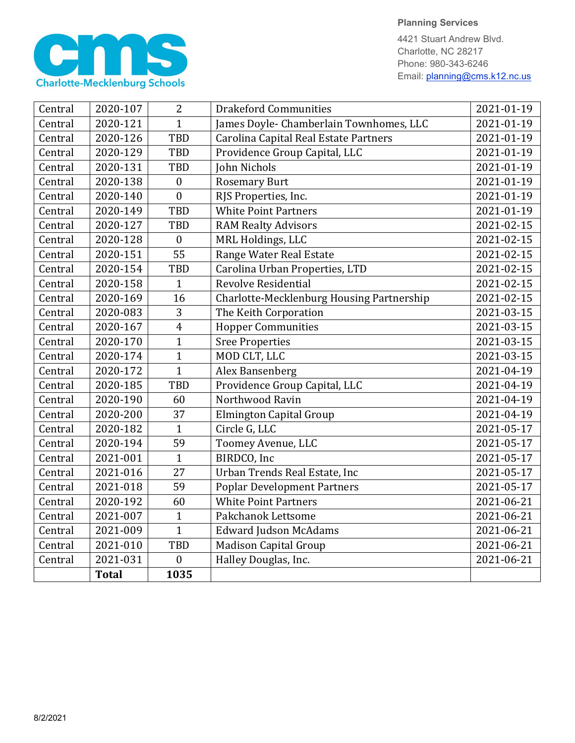Planning Services

4421 Stuart Andrew Blvd.
Charlotte, NC 28217
Phone: 980-343-6246
Email: planning@cms.k12.nc.us

| | | | | |
|---|---|---|---|---|
| Central | 2020-107 | 2 | Drakeford Communities | 2021-01-19 |
| Central | 2020-121 | 1 | James Doyle- Chamberlain Townhomes, LLC | 2021-01-19 |
| Central | 2020-126 | TBD | Carolina Capital Real Estate Partners | 2021-01-19 |
| Central | 2020-129 | TBD | Providence Group Capital, LLC | 2021-01-19 |
| Central | 2020-131 | TBD | John Nichols | 2021-01-19 |
| Central | 2020-138 | 0 | Rosemary Burt | 2021-01-19 |
| Central | 2020-140 | 0 | RJS Properties, Inc. | 2021-01-19 |
| Central | 2020-149 | TBD | White Point Partners | 2021-01-19 |
| Central | 2020-127 | TBD | RAM Realty Advisors | 2021-02-15 |
| Central | 2020-128 | 0 | MRL Holdings, LLC | 2021-02-15 |
| Central | 2020-151 | 55 | Range Water Real Estate | 2021-02-15 |
| Central | 2020-154 | TBD | Carolina Urban Properties, LTD | 2021-02-15 |
| Central | 2020-158 | 1 | Revolve Residential | 2021-02-15 |
| Central | 2020-169 | 16 | Charlotte-Mecklenburg Housing Partnership | 2021-02-15 |
| Central | 2020-083 | 3 | The Keith Corporation | 2021-03-15 |
| Central | 2020-167 | 4 | Hopper Communities | 2021-03-15 |
| Central | 2020-170 | 1 | Sree Properties | 2021-03-15 |
| Central | 2020-174 | 1 | MOD CLT, LLC | 2021-03-15 |
| Central | 2020-172 | 1 | Alex Bansenberg | 2021-04-19 |
| Central | 2020-185 | TBD | Providence Group Capital, LLC | 2021-04-19 |
| Central | 2020-190 | 60 | Northwood Ravin | 2021-04-19 |
| Central | 2020-200 | 37 | Elmington Capital Group | 2021-04-19 |
| Central | 2020-182 | 1 | Circle G, LLC | 2021-05-17 |
| Central | 2020-194 | 59 | Toomey Avenue, LLC | 2021-05-17 |
| Central | 2021-001 | 1 | BIRDCO, Inc | 2021-05-17 |
| Central | 2021-016 | 27 | Urban Trends Real Estate, Inc | 2021-05-17 |
| Central | 2021-018 | 59 | Poplar Development Partners | 2021-05-17 |
| Central | 2020-192 | 60 | White Point Partners | 2021-06-21 |
| Central | 2021-007 | 1 | Pakchanok Lettsome | 2021-06-21 |
| Central | 2021-009 | 1 | Edward Judson McAdams | 2021-06-21 |
| Central | 2021-010 | TBD | Madison Capital Group | 2021-06-21 |
| Central | 2021-031 | 0 | Halley Douglas, Inc. | 2021-06-21 |
| | **Total** | **1035** | | |

8/2/2021